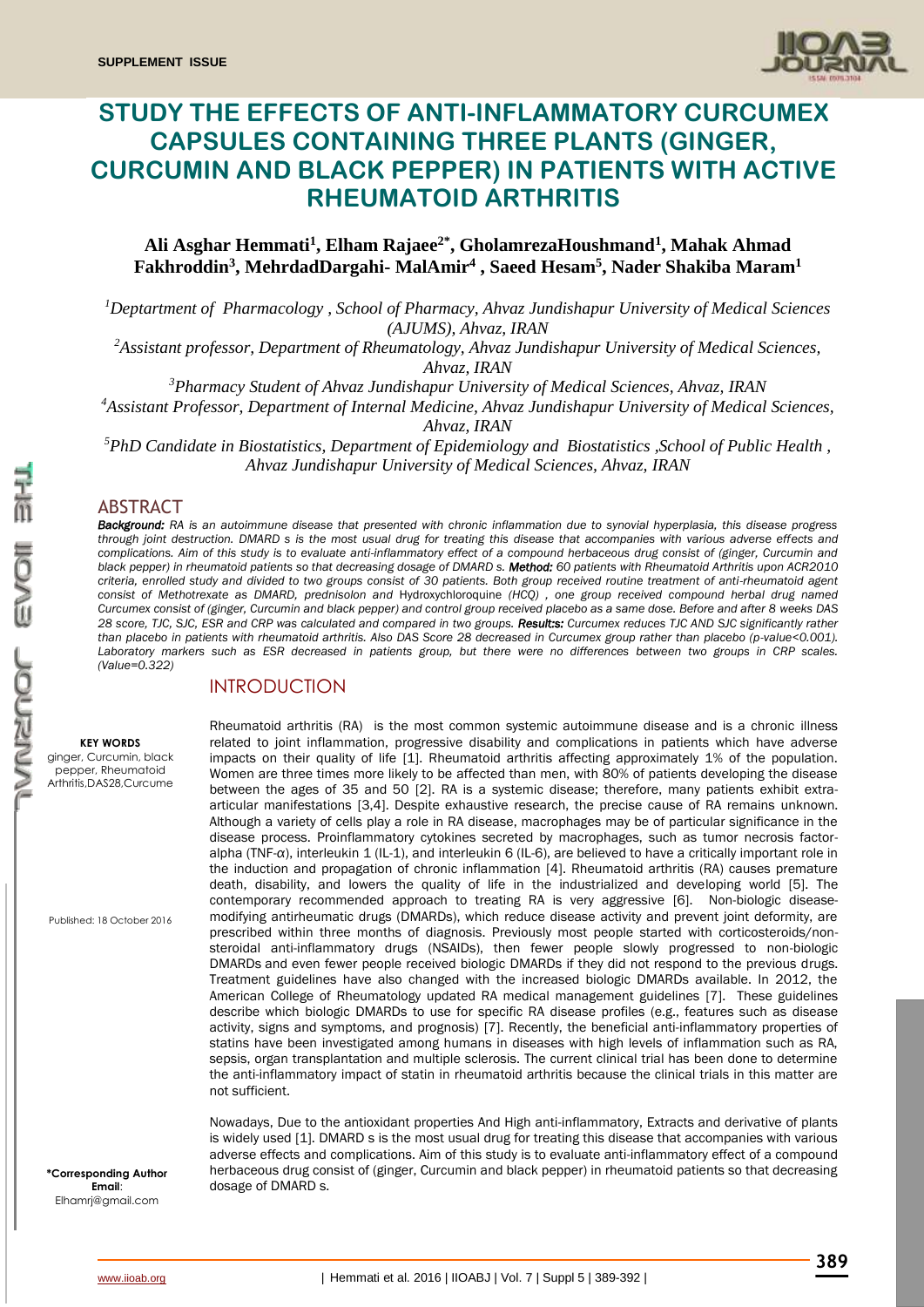# STUDY THE EFFECTS OF ANTI-INFLAMMATORY CURCUMEX CAPSULES CONTAINING THREE PLANTS (GINGER, CURCUMIN AND BLACK PEPPER) IN PATIENTS WITH ACTIVE RHEUMATOID ARTHRITIS

**Ali Asghar Hemmati[1], Elham Rajaee[2*], GholamrezaHoushmand[1], Mahak Ahmad Fakhroddin[3], MehrdadDargahi- MalAmir[4] , Saeed Hesam[5], Nader Shakiba Maram[1]**

*[1]Deptartment of Pharmacology , School of Pharmacy, Ahvaz Jundishapur University of Medical Sciences (AJUMS), Ahvaz, IRAN*

*[2]Assistant professor, Department of Rheumatology, Ahvaz Jundishapur University of Medical Sciences, Ahvaz, IRAN*

*[3]Pharmacy Student of Ahvaz Jundishapur University of Medical Sciences, Ahvaz, IRAN*

*[4]Assistant Professor, Department of Internal Medicine, Ahvaz Jundishapur University of Medical Sciences, Ahvaz, IRAN*

*[5]PhD Candidate in Biostatistics, Department of Epidemiology and Biostatistics ,School of Public Health , Ahvaz Jundishapur University of Medical Sciences, Ahvaz, IRAN*

## ABSTRACT

***Background:*** *RA is an autoimmune disease that presented with chronic inflammation due to synovial hyperplasia, this disease progress through joint destruction. DMARD s is the most usual drug for treating this disease that accompanies with various adverse effects and complications. Aim of this study is to evaluate anti-inflammatory effect of a compound herbaceous drug consist of (ginger, Curcumin and black pepper) in rheumatoid patients so that decreasing dosage of DMARD s.* ***Method:*** *60 patients with Rheumatoid Arthritis upon ACR2010 criteria, enrolled study and divided to two groups consist of 30 patients. Both group received routine treatment of anti-rheumatoid agent consist of Methotrexate as DMARD, prednisolon and* Hydroxychloroquine *(HCQ) , one group received compound herbal drug named Curcumex consist of (ginger, Curcumin and black pepper) and control group received placebo as a same dose. Before and after 8 weeks DAS 28 score, TJC, SJC, ESR and CRP was calculated and compared in two groups.* ***Result:s:*** *Curcumex reduces TJC AND SJC significantly rather than placebo in patients with rheumatoid arthritis. Also DAS Score 28 decreased in Curcumex group rather than placebo (p-value<0.001). Laboratory markers such as ESR decreased in patients group, but there were no differences between two groups in CRP scales. (Value=0.322)*

**KEY WORDS**

ginger, Curcumin, black pepper, Rheumatoid Arthritis,DAS28,Curcume

Published: 18 October 2016

**\*Corresponding Author**
**Email**:
Elhamrj@gmail.com

## INTRODUCTION

Rheumatoid arthritis (RA) is the most common systemic autoimmune disease and is a chronic illness related to joint inflammation, progressive disability and complications in patients which have adverse impacts on their quality of life [1]. Rheumatoid arthritis affecting approximately 1% of the population. Women are three times more likely to be affected than men, with 80% of patients developing the disease between the ages of 35 and 50 [2]. RA is a systemic disease; therefore, many patients exhibit extra-articular manifestations [3,4]. Despite exhaustive research, the precise cause of RA remains unknown. Although a variety of cells play a role in RA disease, macrophages may be of particular significance in the disease process. Proinflammatory cytokines secreted by macrophages, such as tumor necrosis factor-alpha (TNF-α), interleukin 1 (IL-1), and interleukin 6 (IL-6), are believed to have a critically important role in the induction and propagation of chronic inflammation [4]. Rheumatoid arthritis (RA) causes premature death, disability, and lowers the quality of life in the industrialized and developing world [5]. The contemporary recommended approach to treating RA is very aggressive [6]. Non-biologic disease-modifying antirheumatic drugs (DMARDs), which reduce disease activity and prevent joint deformity, are prescribed within three months of diagnosis. Previously most people started with corticosteroids/non-steroidal anti-inflammatory drugs (NSAIDs), then fewer people slowly progressed to non-biologic DMARDs and even fewer people received biologic DMARDs if they did not respond to the previous drugs. Treatment guidelines have also changed with the increased biologic DMARDs available. In 2012, the American College of Rheumatology updated RA medical management guidelines [7]. These guidelines describe which biologic DMARDs to use for specific RA disease profiles (e.g., features such as disease activity, signs and symptoms, and prognosis) [7]. Recently, the beneficial anti-inflammatory properties of statins have been investigated among humans in diseases with high levels of inflammation such as RA, sepsis, organ transplantation and multiple sclerosis. The current clinical trial has been done to determine the anti-inflammatory impact of statin in rheumatoid arthritis because the clinical trials in this matter are not sufficient.

Nowadays, Due to the antioxidant properties And High anti-inflammatory, Extracts and derivative of plants is widely used [1]. DMARD s is the most usual drug for treating this disease that accompanies with various adverse effects and complications. Aim of this study is to evaluate anti-inflammatory effect of a compound herbaceous drug consist of (ginger, Curcumin and black pepper) in rheumatoid patients so that decreasing dosage of DMARD s.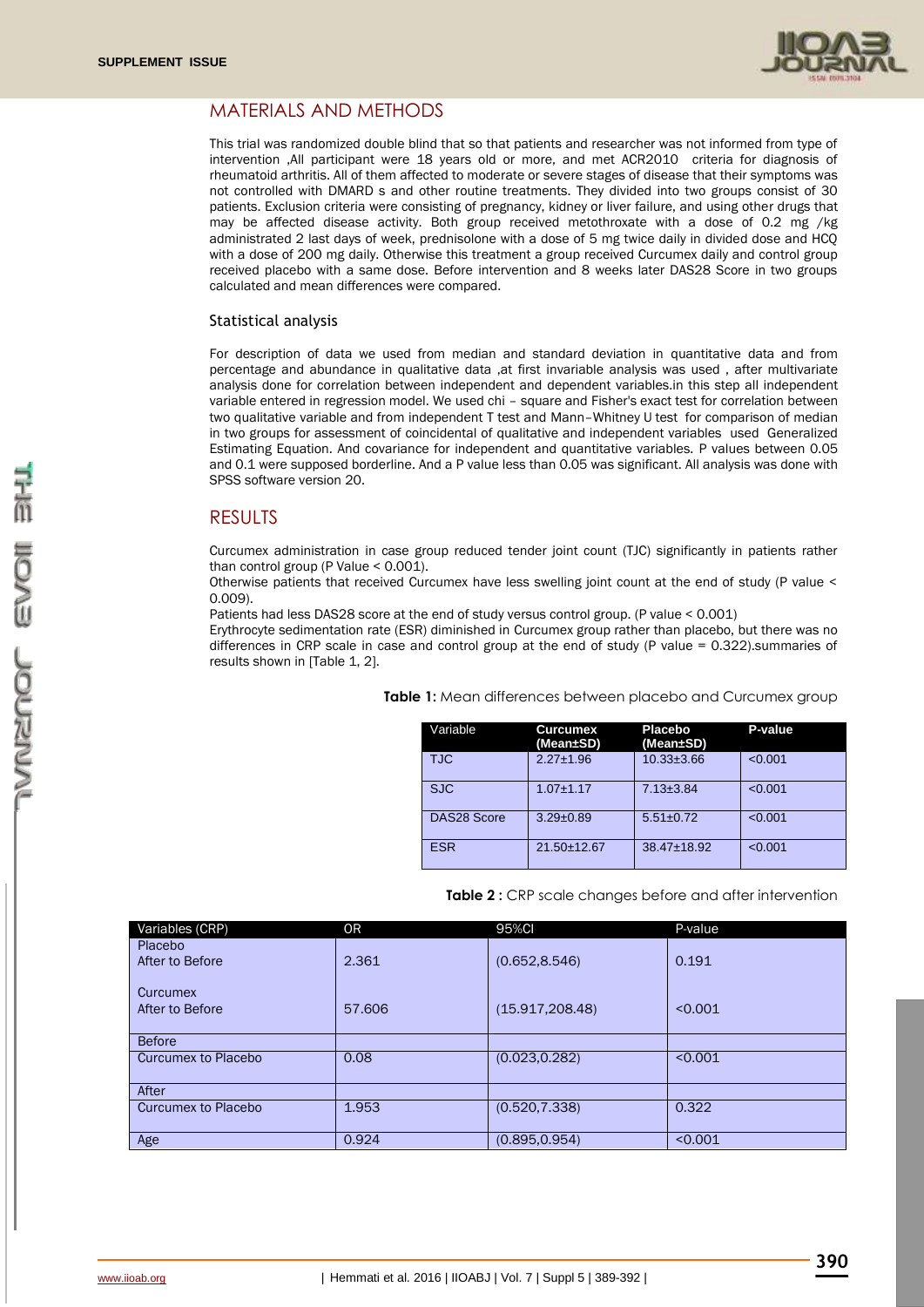## MATERIALS AND METHODS

This trial was randomized double blind that so that patients and researcher was not informed from type of intervention ,All participant were 18 years old or more, and met ACR2010 criteria for diagnosis of rheumatoid arthritis. All of them affected to moderate or severe stages of disease that their symptoms was not controlled with DMARD s and other routine treatments. They divided into two groups consist of 30 patients. Exclusion criteria were consisting of pregnancy, kidney or liver failure, and using other drugs that may be affected disease activity. Both group received metothroxate with a dose of 0.2 mg /kg administrated 2 last days of week, prednisolone with a dose of 5 mg twice daily in divided dose and HCQ with a dose of 200 mg daily. Otherwise this treatment a group received Curcumex daily and control group received placebo with a same dose. Before intervention and 8 weeks later DAS28 Score in two groups calculated and mean differences were compared.

### Statistical analysis

For description of data we used from median and standard deviation in quantitative data and from percentage and abundance in qualitative data ,at first invariable analysis was used , after multivariate analysis done for correlation between independent and dependent variables.in this step all independent variable entered in regression model. We used chi – square and Fisher's exact test for correlation between two qualitative variable and from independent T test and Mann–Whitney U test for comparison of median in two groups for assessment of coincidental of qualitative and independent variables used Generalized Estimating Equation. And covariance for independent and quantitative variables. P values between 0.05 and 0.1 were supposed borderline. And a P value less than 0.05 was significant. All analysis was done with SPSS software version 20.

## RESULTS

Curcumex administration in case group reduced tender joint count (TJC) significantly in patients rather than control group (P Value < 0.001).

Otherwise patients that received Curcumex have less swelling joint count at the end of study (P value < 0.009).

Patients had less DAS28 score at the end of study versus control group. (P value < 0.001)

Erythrocyte sedimentation rate (ESR) diminished in Curcumex group rather than placebo, but there was no differences in CRP scale in case and control group at the end of study (P value = 0.322).summaries of results shown in [Table 1, 2].

**Table 1:** Mean differences between placebo and Curcumex group

| Variable | Curcumex (Mean±SD) | Placebo (Mean±SD) | P-value |
|---|---|---|---|
| TJC | 2.27±1.96 | 10.33±3.66 | <0.001 |
| SJC | 1.07±1.17 | 7.13±3.84 | <0.001 |
| DAS28 Score | 3.29±0.89 | 5.51±0.72 | <0.001 |
| ESR | 21.50±12.67 | 38.47±18.92 | <0.001 |

**Table 2 :** CRP scale changes before and after intervention

| Variables (CRP) | OR | 95%CI | P-value |
|---|---|---|---|
| Placebo<br>After to Before | 2.361 | (0.652,8.546) | 0.191 |
| Curcumex<br>After to Before | 57.606 | (15.917,208.48) | <0.001 |
| Before | | | |
| Curcumex to Placebo | 0.08 | (0.023,0.282) | <0.001 |
| After | | | |
| Curcumex to Placebo | 1.953 | (0.520,7.338) | 0.322 |
| Age | 0.924 | (0.895,0.954) | <0.001 |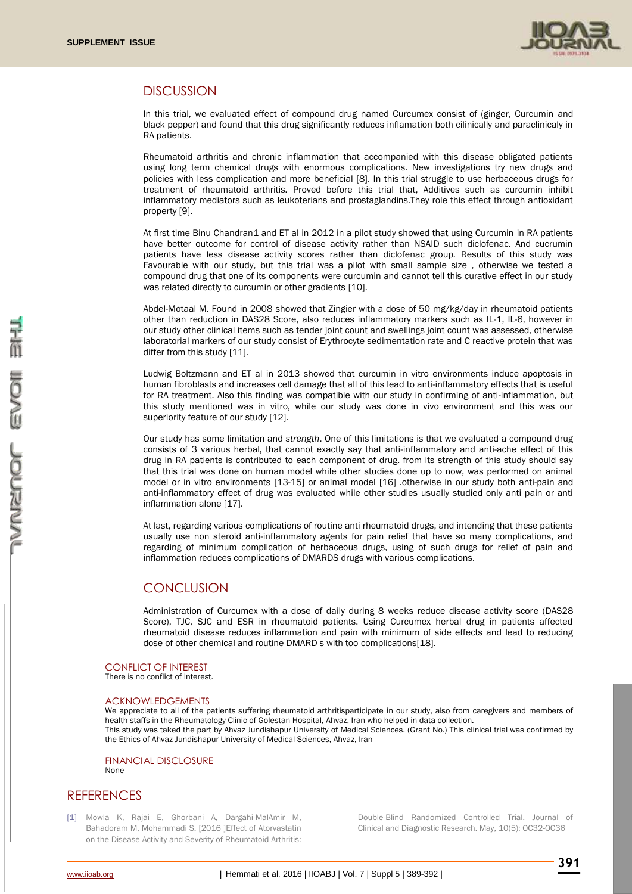## DISCUSSION

In this trial, we evaluated effect of compound drug named Curcumex consist of (ginger, Curcumin and black pepper) and found that this drug significantly reduces inflamation both cilinically and paraclinicaly in RA patients.

Rheumatoid arthritis and chronic inflammation that accompanied with this disease obligated patients using long term chemical drugs with enormous complications. New investigations try new drugs and policies with less complication and more beneficial [8]. In this trial struggle to use herbaceous drugs for treatment of rheumatoid arthritis. Proved before this trial that, Additives such as curcumin inhibit inflammatory mediators such as leukoterians and prostaglandins.They role this effect through antioxidant property [9].

At first time Binu Chandran1 and ET al in 2012 in a pilot study showed that using Curcumin in RA patients have better outcome for control of disease activity rather than NSAID such diclofenac. And cucrumin patients have less disease activity scores rather than diclofenac group. Results of this study was Favourable with our study, but this trial was a pilot with small sample size , otherwise we tested a compound drug that one of its components were curcumin and cannot tell this curative effect in our study was related directly to curcumin or other gradients [10].

Abdel-Motaal M. Found in 2008 showed that Zingier with a dose of 50 mg/kg/day in rheumatoid patients other than reduction in DAS28 Score, also reduces inflammatory markers such as IL-1, IL-6, however in our study other clinical items such as tender joint count and swellings joint count was assessed, otherwise laboratorial markers of our study consist of Erythrocyte sedimentation rate and C reactive protein that was differ from this study [11].

Ludwig Boltzmann and ET al in 2013 showed that curcumin in vitro environments induce apoptosis in human fibroblasts and increases cell damage that all of this lead to anti-inflammatory effects that is useful for RA treatment. Also this finding was compatible with our study in confirming of anti-inflammation, but this study mentioned was in vitro, while our study was done in vivo environment and this was our superiority feature of our study [12].

Our study has some limitation and *strength*. One of this limitations is that we evaluated a compound drug consists of 3 various herbal, that cannot exactly say that anti-inflammatory and anti-ache effect of this drug in RA patients is contributed to each component of drug. from its strength of this study should say that this trial was done on human model while other studies done up to now, was performed on animal model or in vitro environments [13-15] or animal model [16] .otherwise in our study both anti-pain and anti-inflammatory effect of drug was evaluated while other studies usually studied only anti pain or anti inflammation alone [17].

At last, regarding various complications of routine anti rheumatoid drugs, and intending that these patients usually use non steroid anti-inflammatory agents for pain relief that have so many complications, and regarding of minimum complication of herbaceous drugs, using of such drugs for relief of pain and inflammation reduces complications of DMARDS drugs with various complications.

## CONCLUSION

Administration of Curcumex with a dose of daily during 8 weeks reduce disease activity score (DAS28 Score), TJC, SJC and ESR in rheumatoid patients. Using Curcumex herbal drug in patients affected rheumatoid disease reduces inflammation and pain with minimum of side effects and lead to reducing dose of other chemical and routine DMARD s with too complications[18].

### CONFLICT OF INTEREST

There is no conflict of interest.

### ACKNOWLEDGEMENTS

We appreciate to all of the patients suffering rheumatoid arthritisparticipate in our study, also from caregivers and members of health staffs in the Rheumatology Clinic of Golestan Hospital, Ahvaz, Iran who helped in data collection.
This study was taked the part by Ahvaz Jundishapur University of Medical Sciences. (Grant No.) This clinical trial was confirmed by the Ethics of Ahvaz Jundishapur University of Medical Sciences, Ahvaz, Iran

### FINANCIAL DISCLOSURE

None

## REFERENCES

[1] Mowla K, Rajai E, Ghorbani A, Dargahi-MalAmir M, Bahadoram M, Mohammadi S. [2016 ]Effect of Atorvastatin on the Disease Activity and Severity of Rheumatoid Arthritis: Double-Blind Randomized Controlled Trial. Journal of Clinical and Diagnostic Research. May, 10(5): OC32-OC36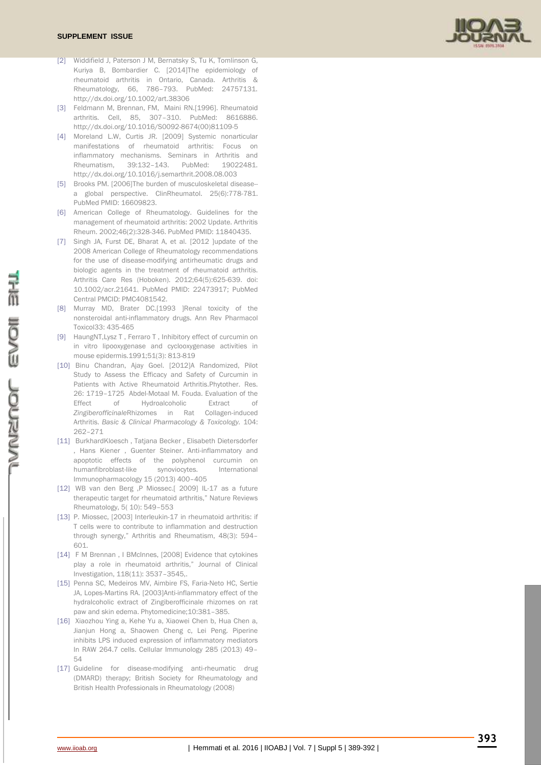[2] Widdifield J, Paterson J M, Bernatsky S, Tu K, Tomlinson G, Kuriya B, Bombardier C. [2014]The epidemiology of rheumatoid arthritis in Ontario, Canada. Arthritis & Rheumatology, 66, 786–793. PubMed: 24757131. http://dx.doi.org/10.1002/art.38306

[3] Feldmann M, Brennan, FM, Maini RN.[1996]. Rheumatoid arthritis. Cell, 85, 307–310. PubMed: 8616886. http://dx.doi.org/10.1016/S0092-8674(00)81109-5

[4] Moreland L.W, Curtis JR. [2009] Systemic nonarticular manifestations of rheumatoid arthritis: Focus on inflammatory mechanisms. Seminars in Arthritis and Rheumatism, 39:132–143. PubMed: 19022481. http://dx.doi.org/10.1016/j.semarthrit.2008.08.003

[5] Brooks PM. [2006]The burden of musculoskeletal disease--a global perspective. ClinRheumatol. 25(6):778-781. PubMed PMID: 16609823.

[6] American College of Rheumatology. Guidelines for the management of rheumatoid arthritis: 2002 Update. Arthritis Rheum. 2002;46(2):328-346. PubMed PMID: 11840435.

[7] Singh JA, Furst DE, Bharat A, et al. [2012 ]update of the 2008 American College of Rheumatology recommendations for the use of disease-modifying antirheumatic drugs and biologic agents in the treatment of rheumatoid arthritis. Arthritis Care Res (Hoboken). 2012;64(5):625-639. doi: 10.1002/acr.21641. PubMed PMID: 22473917; PubMed Central PMCID: PMC4081542.

[8] Murray MD, Brater DC.[1993 ]Renal toxicity of the nonsteroidal anti-inflammatory drugs. Ann Rev Pharmacol Toxicol33: 435-465

[9] HaungNT,Lysz T , Ferraro T , Inhibitory effect of curcumin on in vitro lipooxygenase and cyclooxygenase activities in mouse epidermis.1991;51(3): 813-819

[10] Binu Chandran, Ajay Goel. [2012]A Randomized, Pilot Study to Assess the Efficacy and Safety of Curcumin in Patients with Active Rheumatoid Arthritis.Phytother. Res. 26: 1719–1725 Abdel-Motaal M. Fouda. Evaluation of the Effect of Hydroalcoholic Extract of *Zingiberofficinale*Rhizomes in Rat Collagen-induced Arthritis. *Basic & Clinical Pharmacology & Toxicology.* 104: 262–271

[11] BurkhardKloesch , Tatjana Becker , Elisabeth Dietersdorfer , Hans Kiener , Guenter Steiner. Anti-inflammatory and apoptotic effects of the polyphenol curcumin on humanfibroblast-like synoviocytes. International Immunopharmacology 15 (2013) 400–405

[12] WB van den Berg ,P Miossec.[ 2009] IL-17 as a future therapeutic target for rheumatoid arthritis," Nature Reviews Rheumatology, 5( 10): 549–553

[13] P. Miossec, [2003] Interleukin-17 in rheumatoid arthritis: if T cells were to contribute to inflammation and destruction through synergy," Arthritis and Rheumatism, 48(3): 594–601.

[14] F M Brennan , I BMcInnes, [2008] Evidence that cytokines play a role in rheumatoid arthritis," Journal of Clinical Investigation, 118(11): 3537–3545,.

[15] Penna SC, Medeiros MV, Aimbire FS, Faria-Neto HC, Sertie JA, Lopes-Martins RA. [2003]Anti-inflammatory effect of the hydralcoholic extract of Zingiberofficinale rhizomes on rat paw and skin edema. Phytomedicine;10:381–385.

[16] Xiaozhou Ying a, Kehe Yu a, Xiaowei Chen b, Hua Chen a, Jianjun Hong a, Shaowen Cheng c, Lei Peng. Piperine inhibits LPS induced expression of inflammatory mediators In RAW 264.7 cells. Cellular Immunology 285 (2013) 49–54

[17] Guideline for disease-modifying anti-rheumatic drug (DMARD) therapy; British Society for Rheumatology and British Health Professionals in Rheumatology (2008)